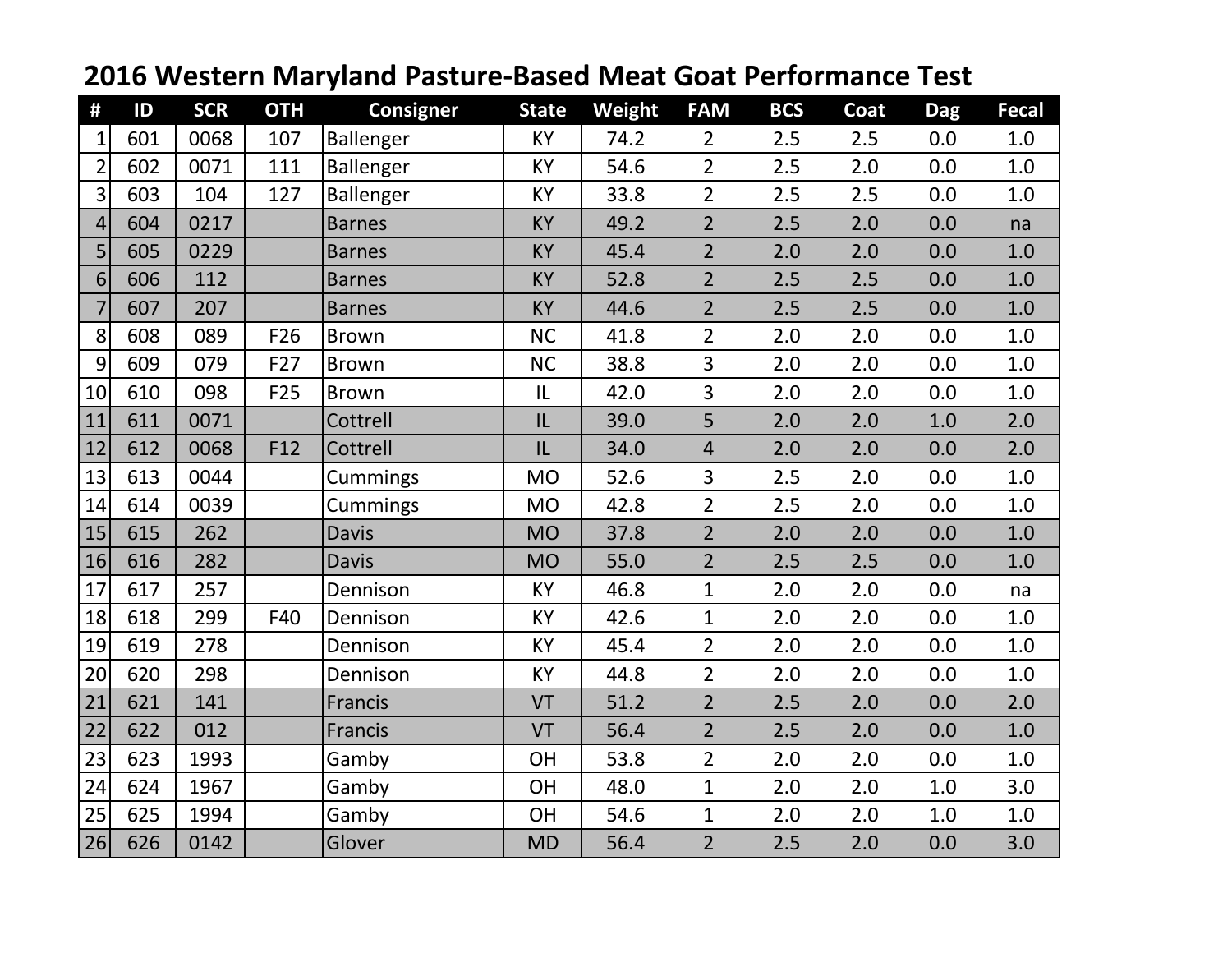# 2016 Western Maryland Pasture-Based Meat Goat Performance Test

| # | ID | SCR | OTH | Consigner | State | Weight | FAM | BCS | Coat | Dag | Fecal |
|---|---|---|---|---|---|---|---|---|---|---|---|
| 1 | 601 | 0068 | 107 | Ballenger | KY | 74.2 | 2 | 2.5 | 2.5 | 0.0 | 1.0 |
| 2 | 602 | 0071 | 111 | Ballenger | KY | 54.6 | 2 | 2.5 | 2.0 | 0.0 | 1.0 |
| 3 | 603 | 104 | 127 | Ballenger | KY | 33.8 | 2 | 2.5 | 2.5 | 0.0 | 1.0 |
| 4 | 604 | 0217 | | Barnes | KY | 49.2 | 2 | 2.5 | 2.0 | 0.0 | na |
| 5 | 605 | 0229 | | Barnes | KY | 45.4 | 2 | 2.0 | 2.0 | 0.0 | 1.0 |
| 6 | 606 | 112 | | Barnes | KY | 52.8 | 2 | 2.5 | 2.5 | 0.0 | 1.0 |
| 7 | 607 | 207 | | Barnes | KY | 44.6 | 2 | 2.5 | 2.5 | 0.0 | 1.0 |
| 8 | 608 | 089 | F26 | Brown | NC | 41.8 | 2 | 2.0 | 2.0 | 0.0 | 1.0 |
| 9 | 609 | 079 | F27 | Brown | NC | 38.8 | 3 | 2.0 | 2.0 | 0.0 | 1.0 |
| 10 | 610 | 098 | F25 | Brown | IL | 42.0 | 3 | 2.0 | 2.0 | 0.0 | 1.0 |
| 11 | 611 | 0071 | | Cottrell | IL | 39.0 | 5 | 2.0 | 2.0 | 1.0 | 2.0 |
| 12 | 612 | 0068 | F12 | Cottrell | IL | 34.0 | 4 | 2.0 | 2.0 | 0.0 | 2.0 |
| 13 | 613 | 0044 | | Cummings | MO | 52.6 | 3 | 2.5 | 2.0 | 0.0 | 1.0 |
| 14 | 614 | 0039 | | Cummings | MO | 42.8 | 2 | 2.5 | 2.0 | 0.0 | 1.0 |
| 15 | 615 | 262 | | Davis | MO | 37.8 | 2 | 2.0 | 2.0 | 0.0 | 1.0 |
| 16 | 616 | 282 | | Davis | MO | 55.0 | 2 | 2.5 | 2.5 | 0.0 | 1.0 |
| 17 | 617 | 257 | | Dennison | KY | 46.8 | 1 | 2.0 | 2.0 | 0.0 | na |
| 18 | 618 | 299 | F40 | Dennison | KY | 42.6 | 1 | 2.0 | 2.0 | 0.0 | 1.0 |
| 19 | 619 | 278 | | Dennison | KY | 45.4 | 2 | 2.0 | 2.0 | 0.0 | 1.0 |
| 20 | 620 | 298 | | Dennison | KY | 44.8 | 2 | 2.0 | 2.0 | 0.0 | 1.0 |
| 21 | 621 | 141 | | Francis | VT | 51.2 | 2 | 2.5 | 2.0 | 0.0 | 2.0 |
| 22 | 622 | 012 | | Francis | VT | 56.4 | 2 | 2.5 | 2.0 | 0.0 | 1.0 |
| 23 | 623 | 1993 | | Gamby | OH | 53.8 | 2 | 2.0 | 2.0 | 0.0 | 1.0 |
| 24 | 624 | 1967 | | Gamby | OH | 48.0 | 1 | 2.0 | 2.0 | 1.0 | 3.0 |
| 25 | 625 | 1994 | | Gamby | OH | 54.6 | 1 | 2.0 | 2.0 | 1.0 | 1.0 |
| 26 | 626 | 0142 | | Glover | MD | 56.4 | 2 | 2.5 | 2.0 | 0.0 | 3.0 |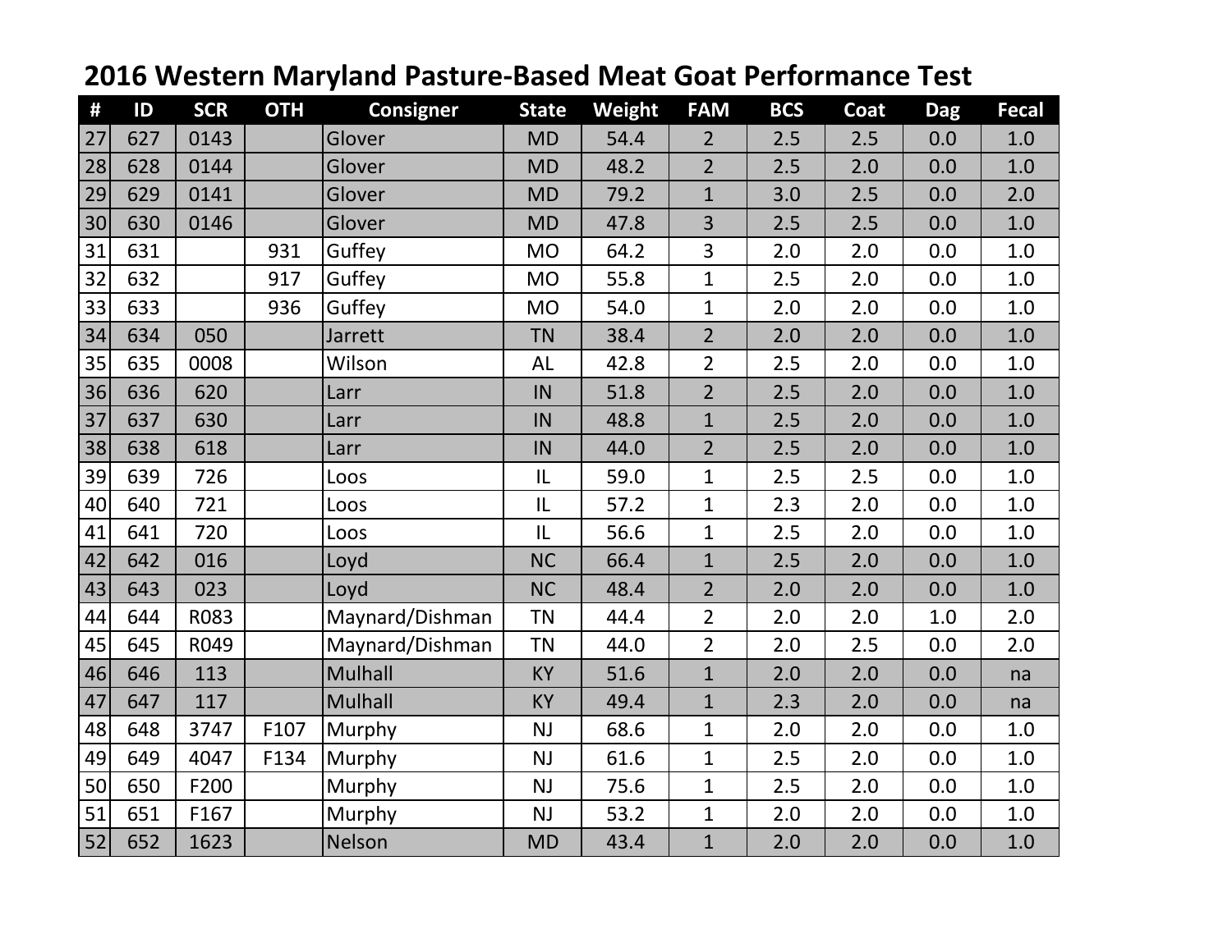# 2016 Western Maryland Pasture-Based Meat Goat Performance Test

| # | ID | SCR | OTH | Consigner | State | Weight | FAM | BCS | Coat | Dag | Fecal |
|---|---|---|---|---|---|---|---|---|---|---|---|
| 27 | 627 | 0143 | | Glover | MD | 54.4 | 2 | 2.5 | 2.5 | 0.0 | 1.0 |
| 28 | 628 | 0144 | | Glover | MD | 48.2 | 2 | 2.5 | 2.0 | 0.0 | 1.0 |
| 29 | 629 | 0141 | | Glover | MD | 79.2 | 1 | 3.0 | 2.5 | 0.0 | 2.0 |
| 30 | 630 | 0146 | | Glover | MD | 47.8 | 3 | 2.5 | 2.5 | 0.0 | 1.0 |
| 31 | 631 | | 931 | Guffey | MO | 64.2 | 3 | 2.0 | 2.0 | 0.0 | 1.0 |
| 32 | 632 | | 917 | Guffey | MO | 55.8 | 1 | 2.5 | 2.0 | 0.0 | 1.0 |
| 33 | 633 | | 936 | Guffey | MO | 54.0 | 1 | 2.0 | 2.0 | 0.0 | 1.0 |
| 34 | 634 | 050 | | Jarrett | TN | 38.4 | 2 | 2.0 | 2.0 | 0.0 | 1.0 |
| 35 | 635 | 0008 | | Wilson | AL | 42.8 | 2 | 2.5 | 2.0 | 0.0 | 1.0 |
| 36 | 636 | 620 | | Larr | IN | 51.8 | 2 | 2.5 | 2.0 | 0.0 | 1.0 |
| 37 | 637 | 630 | | Larr | IN | 48.8 | 1 | 2.5 | 2.0 | 0.0 | 1.0 |
| 38 | 638 | 618 | | Larr | IN | 44.0 | 2 | 2.5 | 2.0 | 0.0 | 1.0 |
| 39 | 639 | 726 | | Loos | IL | 59.0 | 1 | 2.5 | 2.5 | 0.0 | 1.0 |
| 40 | 640 | 721 | | Loos | IL | 57.2 | 1 | 2.3 | 2.0 | 0.0 | 1.0 |
| 41 | 641 | 720 | | Loos | IL | 56.6 | 1 | 2.5 | 2.0 | 0.0 | 1.0 |
| 42 | 642 | 016 | | Loyd | NC | 66.4 | 1 | 2.5 | 2.0 | 0.0 | 1.0 |
| 43 | 643 | 023 | | Loyd | NC | 48.4 | 2 | 2.0 | 2.0 | 0.0 | 1.0 |
| 44 | 644 | R083 | | Maynard/Dishman | TN | 44.4 | 2 | 2.0 | 2.0 | 1.0 | 2.0 |
| 45 | 645 | R049 | | Maynard/Dishman | TN | 44.0 | 2 | 2.0 | 2.5 | 0.0 | 2.0 |
| 46 | 646 | 113 | | Mulhall | KY | 51.6 | 1 | 2.0 | 2.0 | 0.0 | na |
| 47 | 647 | 117 | | Mulhall | KY | 49.4 | 1 | 2.3 | 2.0 | 0.0 | na |
| 48 | 648 | 3747 | F107 | Murphy | NJ | 68.6 | 1 | 2.0 | 2.0 | 0.0 | 1.0 |
| 49 | 649 | 4047 | F134 | Murphy | NJ | 61.6 | 1 | 2.5 | 2.0 | 0.0 | 1.0 |
| 50 | 650 | F200 | | Murphy | NJ | 75.6 | 1 | 2.5 | 2.0 | 0.0 | 1.0 |
| 51 | 651 | F167 | | Murphy | NJ | 53.2 | 1 | 2.0 | 2.0 | 0.0 | 1.0 |
| 52 | 652 | 1623 | | Nelson | MD | 43.4 | 1 | 2.0 | 2.0 | 0.0 | 1.0 |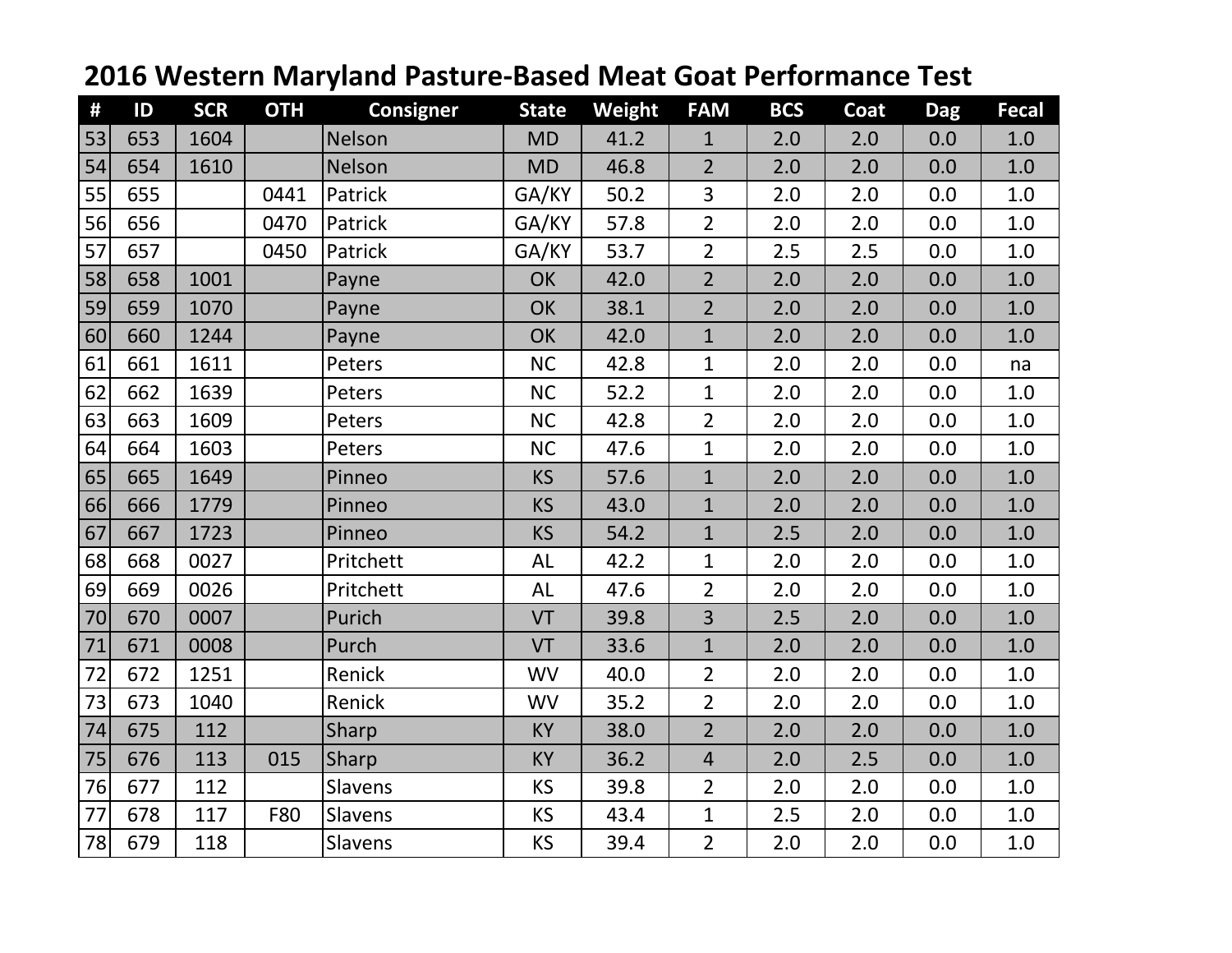## 2016 Western Maryland Pasture-Based Meat Goat Performance Test

| # | ID | SCR | OTH | Consigner | State | Weight | FAM | BCS | Coat | Dag | Fecal |
|---|---|---|---|---|---|---|---|---|---|---|---|
| 53 | 653 | 1604 | | Nelson | MD | 41.2 | 1 | 2.0 | 2.0 | 0.0 | 1.0 |
| 54 | 654 | 1610 | | Nelson | MD | 46.8 | 2 | 2.0 | 2.0 | 0.0 | 1.0 |
| 55 | 655 | | 0441 | Patrick | GA/KY | 50.2 | 3 | 2.0 | 2.0 | 0.0 | 1.0 |
| 56 | 656 | | 0470 | Patrick | GA/KY | 57.8 | 2 | 2.0 | 2.0 | 0.0 | 1.0 |
| 57 | 657 | | 0450 | Patrick | GA/KY | 53.7 | 2 | 2.5 | 2.5 | 0.0 | 1.0 |
| 58 | 658 | 1001 | | Payne | OK | 42.0 | 2 | 2.0 | 2.0 | 0.0 | 1.0 |
| 59 | 659 | 1070 | | Payne | OK | 38.1 | 2 | 2.0 | 2.0 | 0.0 | 1.0 |
| 60 | 660 | 1244 | | Payne | OK | 42.0 | 1 | 2.0 | 2.0 | 0.0 | 1.0 |
| 61 | 661 | 1611 | | Peters | NC | 42.8 | 1 | 2.0 | 2.0 | 0.0 | na |
| 62 | 662 | 1639 | | Peters | NC | 52.2 | 1 | 2.0 | 2.0 | 0.0 | 1.0 |
| 63 | 663 | 1609 | | Peters | NC | 42.8 | 2 | 2.0 | 2.0 | 0.0 | 1.0 |
| 64 | 664 | 1603 | | Peters | NC | 47.6 | 1 | 2.0 | 2.0 | 0.0 | 1.0 |
| 65 | 665 | 1649 | | Pinneo | KS | 57.6 | 1 | 2.0 | 2.0 | 0.0 | 1.0 |
| 66 | 666 | 1779 | | Pinneo | KS | 43.0 | 1 | 2.0 | 2.0 | 0.0 | 1.0 |
| 67 | 667 | 1723 | | Pinneo | KS | 54.2 | 1 | 2.5 | 2.0 | 0.0 | 1.0 |
| 68 | 668 | 0027 | | Pritchett | AL | 42.2 | 1 | 2.0 | 2.0 | 0.0 | 1.0 |
| 69 | 669 | 0026 | | Pritchett | AL | 47.6 | 2 | 2.0 | 2.0 | 0.0 | 1.0 |
| 70 | 670 | 0007 | | Purich | VT | 39.8 | 3 | 2.5 | 2.0 | 0.0 | 1.0 |
| 71 | 671 | 0008 | | Purch | VT | 33.6 | 1 | 2.0 | 2.0 | 0.0 | 1.0 |
| 72 | 672 | 1251 | | Renick | WV | 40.0 | 2 | 2.0 | 2.0 | 0.0 | 1.0 |
| 73 | 673 | 1040 | | Renick | WV | 35.2 | 2 | 2.0 | 2.0 | 0.0 | 1.0 |
| 74 | 675 | 112 | | Sharp | KY | 38.0 | 2 | 2.0 | 2.0 | 0.0 | 1.0 |
| 75 | 676 | 113 | 015 | Sharp | KY | 36.2 | 4 | 2.0 | 2.5 | 0.0 | 1.0 |
| 76 | 677 | 112 | | Slavens | KS | 39.8 | 2 | 2.0 | 2.0 | 0.0 | 1.0 |
| 77 | 678 | 117 | F80 | Slavens | KS | 43.4 | 1 | 2.5 | 2.0 | 0.0 | 1.0 |
| 78 | 679 | 118 | | Slavens | KS | 39.4 | 2 | 2.0 | 2.0 | 0.0 | 1.0 |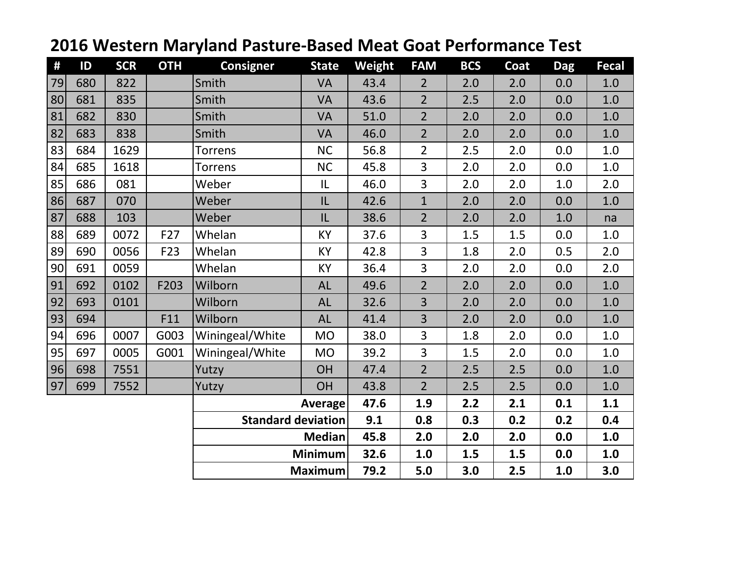## 2016 Western Maryland Pasture-Based Meat Goat Performance Test

| # | ID | SCR | OTH | Consigner | State | Weight | FAM | BCS | Coat | Dag | Fecal |
|---|---|---|---|---|---|---|---|---|---|---|---|
| 79 | 680 | 822 | | Smith | VA | 43.4 | 2 | 2.0 | 2.0 | 0.0 | 1.0 |
| 80 | 681 | 835 | | Smith | VA | 43.6 | 2 | 2.5 | 2.0 | 0.0 | 1.0 |
| 81 | 682 | 830 | | Smith | VA | 51.0 | 2 | 2.0 | 2.0 | 0.0 | 1.0 |
| 82 | 683 | 838 | | Smith | VA | 46.0 | 2 | 2.0 | 2.0 | 0.0 | 1.0 |
| 83 | 684 | 1629 | | Torrens | NC | 56.8 | 2 | 2.5 | 2.0 | 0.0 | 1.0 |
| 84 | 685 | 1618 | | Torrens | NC | 45.8 | 3 | 2.0 | 2.0 | 0.0 | 1.0 |
| 85 | 686 | 081 | | Weber | IL | 46.0 | 3 | 2.0 | 2.0 | 1.0 | 2.0 |
| 86 | 687 | 070 | | Weber | IL | 42.6 | 1 | 2.0 | 2.0 | 0.0 | 1.0 |
| 87 | 688 | 103 | | Weber | IL | 38.6 | 2 | 2.0 | 2.0 | 1.0 | na |
| 88 | 689 | 0072 | F27 | Whelan | KY | 37.6 | 3 | 1.5 | 1.5 | 0.0 | 1.0 |
| 89 | 690 | 0056 | F23 | Whelan | KY | 42.8 | 3 | 1.8 | 2.0 | 0.5 | 2.0 |
| 90 | 691 | 0059 | | Whelan | KY | 36.4 | 3 | 2.0 | 2.0 | 0.0 | 2.0 |
| 91 | 692 | 0102 | F203 | Wilborn | AL | 49.6 | 2 | 2.0 | 2.0 | 0.0 | 1.0 |
| 92 | 693 | 0101 | | Wilborn | AL | 32.6 | 3 | 2.0 | 2.0 | 0.0 | 1.0 |
| 93 | 694 | | F11 | Wilborn | AL | 41.4 | 3 | 2.0 | 2.0 | 0.0 | 1.0 |
| 94 | 696 | 0007 | G003 | Winingeal/White | MO | 38.0 | 3 | 1.8 | 2.0 | 0.0 | 1.0 |
| 95 | 697 | 0005 | G001 | Winingeal/White | MO | 39.2 | 3 | 1.5 | 2.0 | 0.0 | 1.0 |
| 96 | 698 | 7551 | | Yutzy | OH | 47.4 | 2 | 2.5 | 2.5 | 0.0 | 1.0 |
| 97 | 699 | 7552 | | Yutzy | OH | 43.8 | 2 | 2.5 | 2.5 | 0.0 | 1.0 |
| | | | | | **Average** | **47.6** | **1.9** | **2.2** | **2.1** | **0.1** | **1.1** |
| | | | | | **Standard deviation** | **9.1** | **0.8** | **0.3** | **0.2** | **0.2** | **0.4** |
| | | | | | **Median** | **45.8** | **2.0** | **2.0** | **2.0** | **0.0** | **1.0** |
| | | | | | **Minimum** | **32.6** | **1.0** | **1.5** | **1.5** | **0.0** | **1.0** |
| | | | | | **Maximum** | **79.2** | **5.0** | **3.0** | **2.5** | **1.0** | **3.0** |